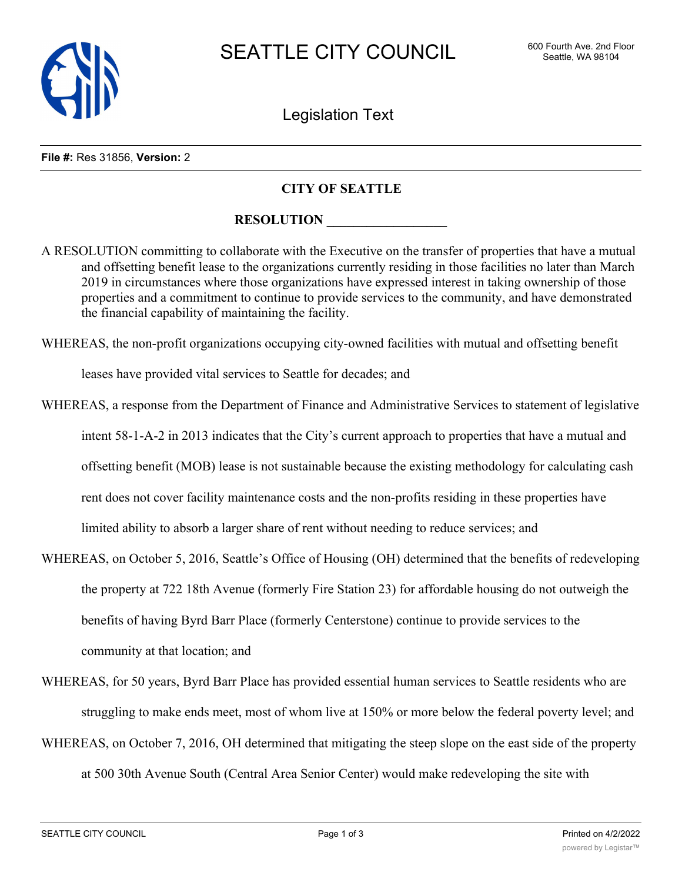**File #:** Res 31856, **Version:** 2

## CITY OF SEATTLE

## RESOLUTION __________________

A RESOLUTION committing to collaborate with the Executive on the transfer of properties that have a mutual and offsetting benefit lease to the organizations currently residing in those facilities no later than March 2019 in circumstances where those organizations have expressed interest in taking ownership of those properties and a commitment to continue to provide services to the community, and have demonstrated the financial capability of maintaining the facility.

WHEREAS, the non-profit organizations occupying city-owned facilities with mutual and offsetting benefit leases have provided vital services to Seattle for decades; and

WHEREAS, a response from the Department of Finance and Administrative Services to statement of legislative intent 58-1-A-2 in 2013 indicates that the City's current approach to properties that have a mutual and offsetting benefit (MOB) lease is not sustainable because the existing methodology for calculating cash rent does not cover facility maintenance costs and the non-profits residing in these properties have limited ability to absorb a larger share of rent without needing to reduce services; and

WHEREAS, on October 5, 2016, Seattle's Office of Housing (OH) determined that the benefits of redeveloping the property at 722 18th Avenue (formerly Fire Station 23) for affordable housing do not outweigh the benefits of having Byrd Barr Place (formerly Centerstone) continue to provide services to the community at that location; and

WHEREAS, for 50 years, Byrd Barr Place has provided essential human services to Seattle residents who are struggling to make ends meet, most of whom live at 150% or more below the federal poverty level; and

WHEREAS, on October 7, 2016, OH determined that mitigating the steep slope on the east side of the property at 500 30th Avenue South (Central Area Senior Center) would make redeveloping the site with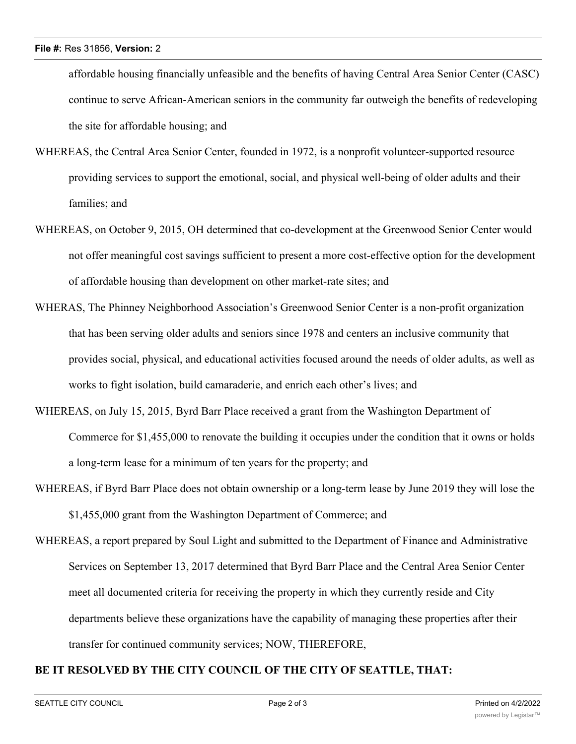affordable housing financially unfeasible and the benefits of having Central Area Senior Center (CASC) continue to serve African-American seniors in the community far outweigh the benefits of redeveloping the site for affordable housing; and

WHEREAS, the Central Area Senior Center, founded in 1972, is a nonprofit volunteer-supported resource providing services to support the emotional, social, and physical well-being of older adults and their families; and

WHEREAS, on October 9, 2015, OH determined that co-development at the Greenwood Senior Center would not offer meaningful cost savings sufficient to present a more cost-effective option for the development of affordable housing than development on other market-rate sites; and

WHERAS, The Phinney Neighborhood Association's Greenwood Senior Center is a non-profit organization that has been serving older adults and seniors since 1978 and centers an inclusive community that provides social, physical, and educational activities focused around the needs of older adults, as well as works to fight isolation, build camaraderie, and enrich each other's lives; and

WHEREAS, on July 15, 2015, Byrd Barr Place received a grant from the Washington Department of Commerce for $1,455,000 to renovate the building it occupies under the condition that it owns or holds a long-term lease for a minimum of ten years for the property; and

WHEREAS, if Byrd Barr Place does not obtain ownership or a long-term lease by June 2019 they will lose the $1,455,000 grant from the Washington Department of Commerce; and

WHEREAS, a report prepared by Soul Light and submitted to the Department of Finance and Administrative Services on September 13, 2017 determined that Byrd Barr Place and the Central Area Senior Center meet all documented criteria for receiving the property in which they currently reside and City departments believe these organizations have the capability of managing these properties after their transfer for continued community services; NOW, THEREFORE,

**BE IT RESOLVED BY THE CITY COUNCIL OF THE CITY OF SEATTLE, THAT:**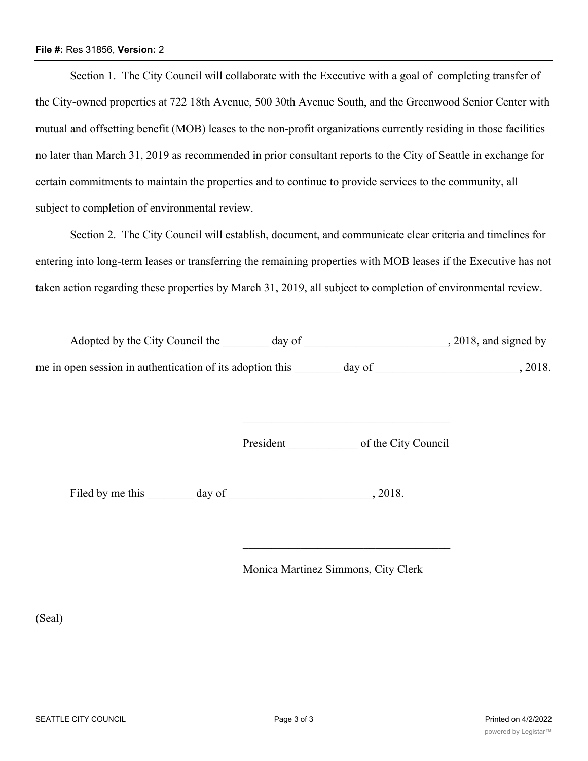Section 1. The City Council will collaborate with the Executive with a goal of completing transfer of the City-owned properties at 722 18th Avenue, 500 30th Avenue South, and the Greenwood Senior Center with mutual and offsetting benefit (MOB) leases to the non-profit organizations currently residing in those facilities no later than March 31, 2019 as recommended in prior consultant reports to the City of Seattle in exchange for certain commitments to maintain the properties and to continue to provide services to the community, all subject to completion of environmental review.

Section 2. The City Council will establish, document, and communicate clear criteria and timelines for entering into long-term leases or transferring the remaining properties with MOB leases if the Executive has not taken action regarding these properties by March 31, 2019, all subject to completion of environmental review.

Adopted by the City Council the ________ day of _________________________, 2018, and signed by me in open session in authentication of its adoption this ________ day of _________________________, 2018.

_____________________________________

President ____________ of the City Council

Filed by me this ________ day of _________________________, 2018.

_____________________________________

Monica Martinez Simmons, City Clerk

(Seal)